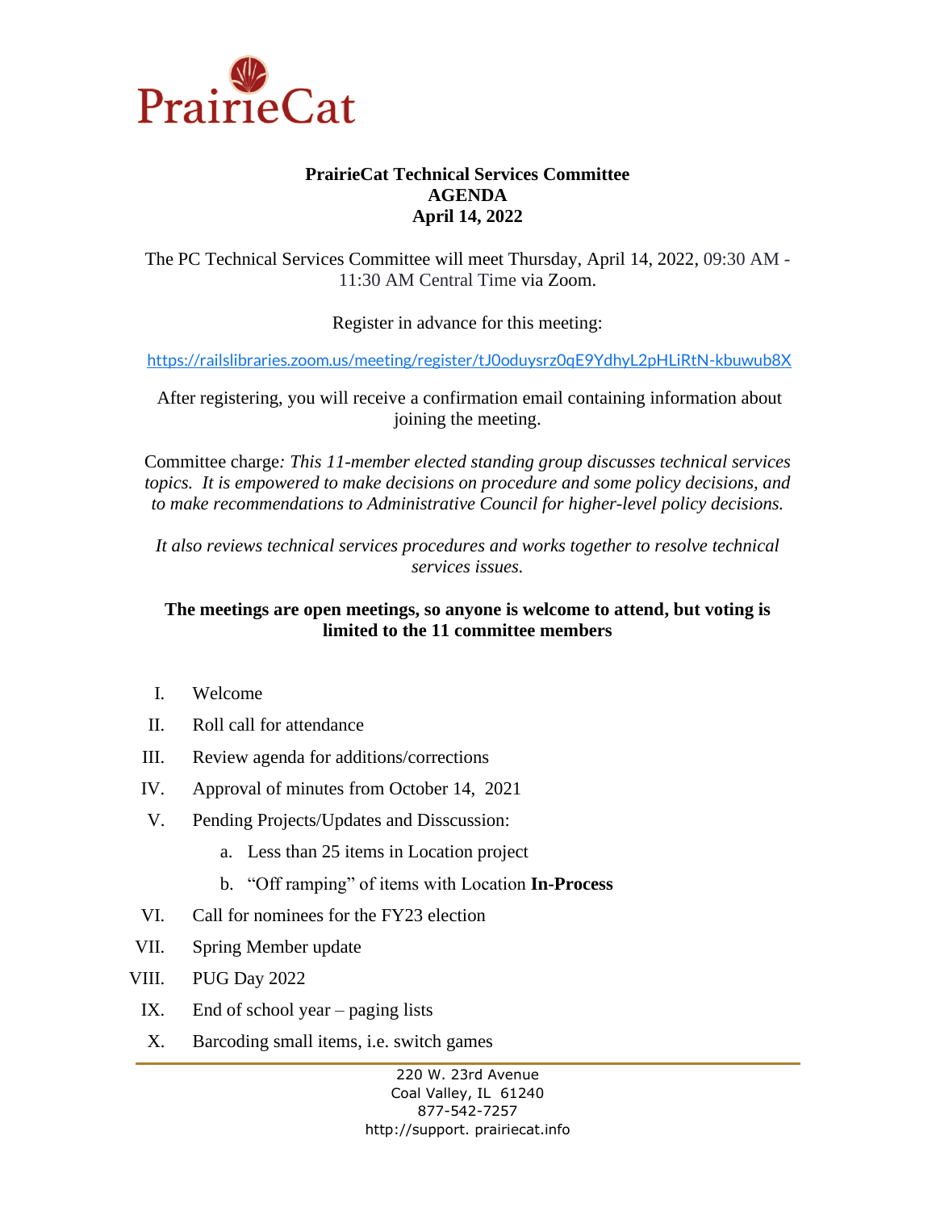PrairieCat

**PrairieCat Technical Services Committee**
**AGENDA**
**April 14, 2022**

The PC Technical Services Committee will meet Thursday, April 14, 2022, 09:30 AM - 11:30 AM Central Time via Zoom.

Register in advance for this meeting:

https://railslibraries.zoom.us/meeting/register/tJ0oduysrz0qE9YdhyL2pHLiRtN-kbuwub8X

After registering, you will receive a confirmation email containing information about joining the meeting.

Committee charge*: This 11-member elected standing group discusses technical services topics. It is empowered to make decisions on procedure and some policy decisions, and to make recommendations to Administrative Council for higher-level policy decisions.*

*It also reviews technical services procedures and works together to resolve technical services issues.*

**The meetings are open meetings, so anyone is welcome to attend, but voting is limited to the 11 committee members**

I. Welcome

II. Roll call for attendance

III. Review agenda for additions/corrections

IV. Approval of minutes from October 14, 2021

V. Pending Projects/Updates and Disscussion:

   a. Less than 25 items in Location project

   b. "Off ramping" of items with Location **In-Process**

VI. Call for nominees for the FY23 election

VII. Spring Member update

VIII. PUG Day 2022

IX. End of school year – paging lists

X. Barcoding small items, i.e. switch games

220 W. 23rd Avenue
Coal Valley, IL 61240
877-542-7257
http://support. prairiecat.info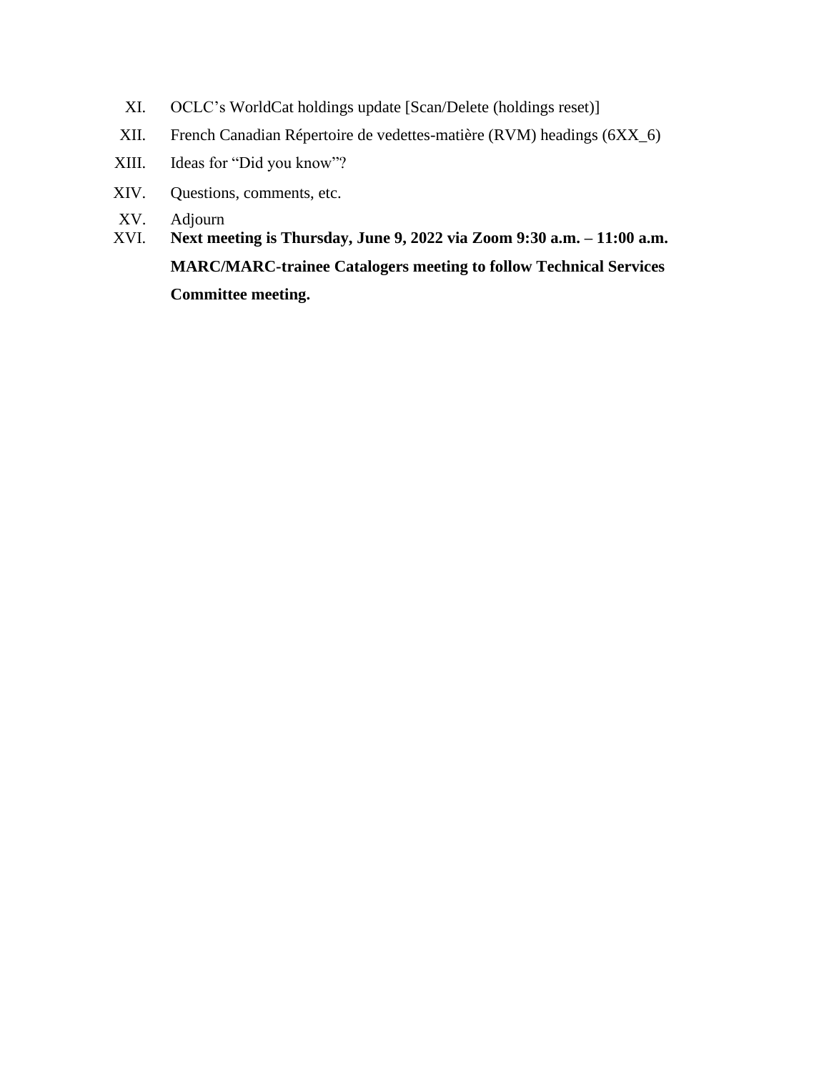XI. OCLC's WorldCat holdings update [Scan/Delete (holdings reset)]

XII. French Canadian Répertoire de vedettes-matière (RVM) headings (6XX_6)

XIII. Ideas for "Did you know"?

XIV. Questions, comments, etc.

XV. Adjourn

XVI. **Next meeting is Thursday, June 9, 2022 via Zoom 9:30 a.m. – 11:00 a.m. MARC/MARC-trainee Catalogers meeting to follow Technical Services Committee meeting.**